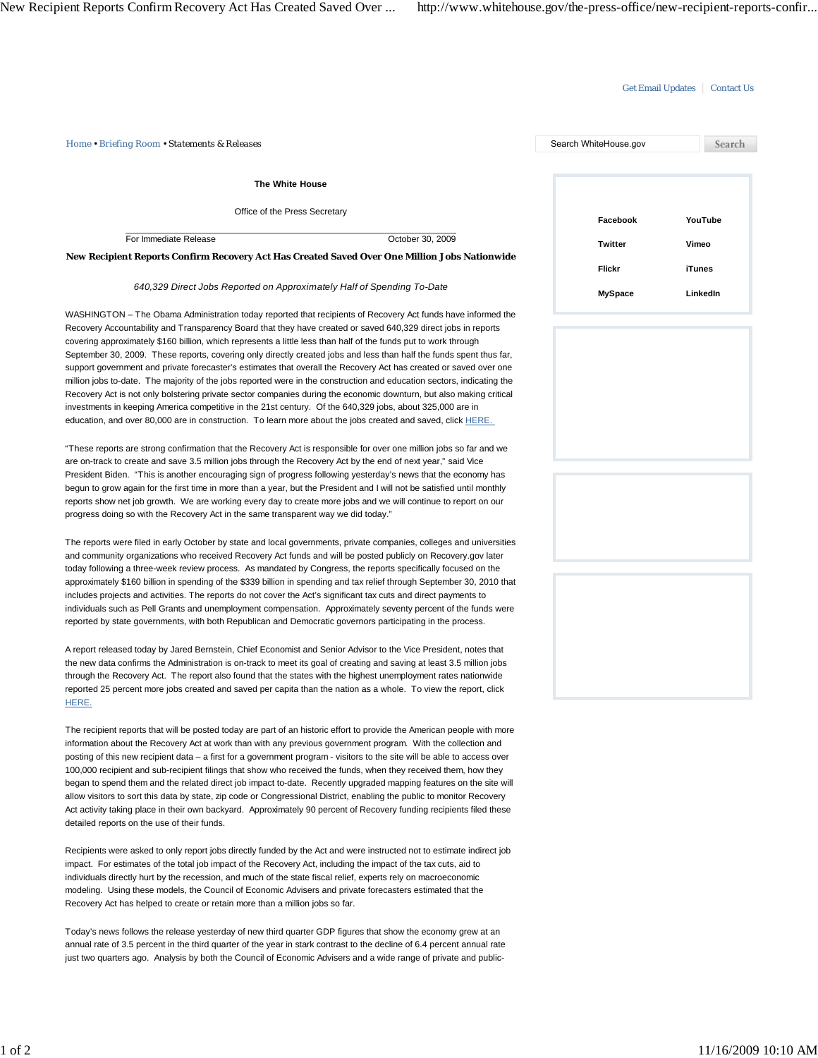Get Email Updates | Contact Us

Home • Briefing Room • Statements & Releases

Facebook | YouTube
Twitter | Vimeo
Flickr | iTunes
MySpace | LinkedIn

**The White House**

Office of the Press Secretary

For Immediate Release — October 30, 2009

# New Recipient Reports Confirm Recovery Act Has Created Saved Over One Million Jobs Nationwide

*640,329 Direct Jobs Reported on Approximately Half of Spending To-Date*

WASHINGTON – The Obama Administration today reported that recipients of Recovery Act funds have informed the Recovery Accountability and Transparency Board that they have created or saved 640,329 direct jobs in reports covering approximately $160 billion, which represents a little less than half of the funds put to work through September 30, 2009. These reports, covering only directly created jobs and less than half the funds spent thus far, support government and private forecaster's estimates that overall the Recovery Act has created or saved over one million jobs to-date. The majority of the jobs reported were in the construction and education sectors, indicating the Recovery Act is not only bolstering private sector companies during the economic downturn, but also making critical investments in keeping America competitive in the 21st century. Of the 640,329 jobs, about 325,000 are in education, and over 80,000 are in construction. To learn more about the jobs created and saved, click HERE.

"These reports are strong confirmation that the Recovery Act is responsible for over one million jobs so far and we are on-track to create and save 3.5 million jobs through the Recovery Act by the end of next year," said Vice President Biden. "This is another encouraging sign of progress following yesterday's news that the economy has begun to grow again for the first time in more than a year, but the President and I will not be satisfied until monthly reports show net job growth. We are working every day to create more jobs and we will continue to report on our progress doing so with the Recovery Act in the same transparent way we did today."

The reports were filed in early October by state and local governments, private companies, colleges and universities and community organizations who received Recovery Act funds and will be posted publicly on Recovery.gov later today following a three-week review process. As mandated by Congress, the reports specifically focused on the approximately $160 billion in spending of the $339 billion in spending and tax relief through September 30, 2010 that includes projects and activities. The reports do not cover the Act's significant tax cuts and direct payments to individuals such as Pell Grants and unemployment compensation. Approximately seventy percent of the funds were reported by state governments, with both Republican and Democratic governors participating in the process.

A report released today by Jared Bernstein, Chief Economist and Senior Advisor to the Vice President, notes that the new data confirms the Administration is on-track to meet its goal of creating and saving at least 3.5 million jobs through the Recovery Act. The report also found that the states with the highest unemployment rates nationwide reported 25 percent more jobs created and saved per capita than the nation as a whole. To view the report, click HERE.

The recipient reports that will be posted today are part of an historic effort to provide the American people with more information about the Recovery Act at work than with any previous government program. With the collection and posting of this new recipient data – a first for a government program - visitors to the site will be able to access over 100,000 recipient and sub-recipient filings that show who received the funds, when they received them, how they began to spend them and the related direct job impact to-date. Recently upgraded mapping features on the site will allow visitors to sort this data by state, zip code or Congressional District, enabling the public to monitor Recovery Act activity taking place in their own backyard. Approximately 90 percent of Recovery funding recipients filed these detailed reports on the use of their funds.

Recipients were asked to only report jobs directly funded by the Act and were instructed not to estimate indirect job impact. For estimates of the total job impact of the Recovery Act, including the impact of the tax cuts, aid to individuals directly hurt by the recession, and much of the state fiscal relief, experts rely on macroeconomic modeling. Using these models, the Council of Economic Advisers and private forecasters estimated that the Recovery Act has helped to create or retain more than a million jobs so far.

Today's news follows the release yesterday of new third quarter GDP figures that show the economy grew at an annual rate of 3.5 percent in the third quarter of the year in stark contrast to the decline of 6.4 percent annual rate just two quarters ago. Analysis by both the Council of Economic Advisers and a wide range of private and public-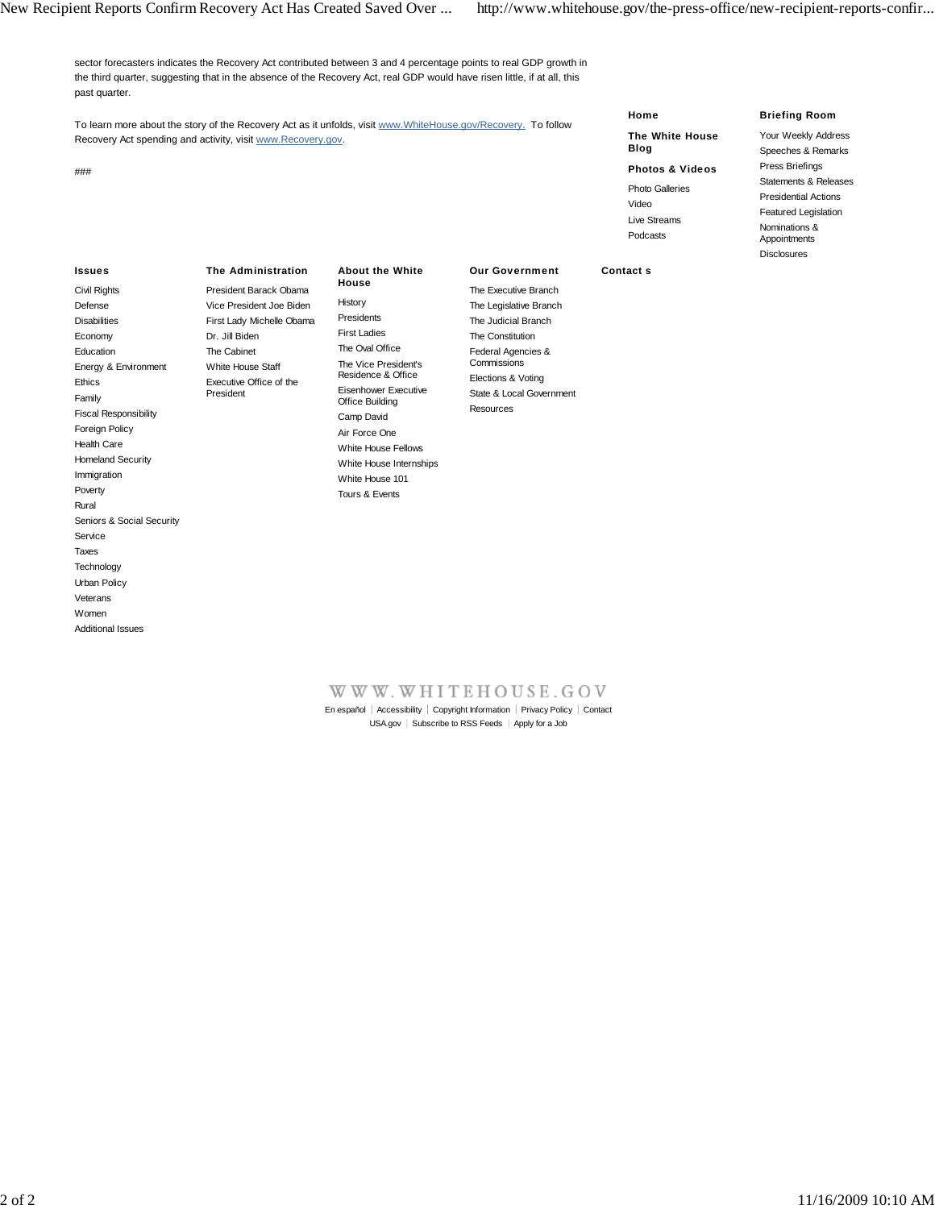sector forecasters indicates the Recovery Act contributed between 3 and 4 percentage points to real GDP growth in the third quarter, suggesting that in the absence of the Recovery Act, real GDP would have risen little, if at all, this past quarter.

To learn more about the story of the Recovery Act as it unfolds, visit [www.WhiteHouse.gov/Recovery.](http://www.WhiteHouse.gov/Recovery) To follow Recovery Act spending and activity, visit [www.Recovery.gov](http://www.Recovery.gov).

###

**Home**

**The White House Blog**

**Photos & Videos**

- Photo Galleries
- Video
- Live Streams
- Podcasts

**Briefing Room**

- Your Weekly Address
- Speeches & Remarks
- Press Briefings
- Statements & Releases
- Presidential Actions
- Featured Legislation
- Nominations & Appointments
- Disclosures

**Issues**

- Civil Rights
- Defense
- Disabilities
- Economy
- Education
- Energy & Environment
- Ethics
- Family
- Fiscal Responsibility
- Foreign Policy
- Health Care
- Homeland Security
- Immigration
- Poverty
- Rural
- Seniors & Social Security
- Service
- Taxes
- Technology
- Urban Policy
- Veterans
- Women
- Additional Issues

**The Administration**

- President Barack Obama
- Vice President Joe Biden
- First Lady Michelle Obama
- Dr. Jill Biden
- The Cabinet
- White House Staff
- Executive Office of the President

**About the White House**

- History
- Presidents
- First Ladies
- The Oval Office
- The Vice President's Residence & Office
- Eisenhower Executive Office Building
- Camp David
- Air Force One
- White House Fellows
- White House Internships
- White House 101
- Tours & Events

**Our Government**

- The Executive Branch
- The Legislative Branch
- The Judicial Branch
- The Constitution
- Federal Agencies & Commissions
- Elections & Voting
- State & Local Government
- Resources

**Contact s**

WWW.WHITEHOUSE.GOV

En español | Accessibility | Copyright Information | Privacy Policy | Contact
USA.gov | Subscribe to RSS Feeds | Apply for a Job